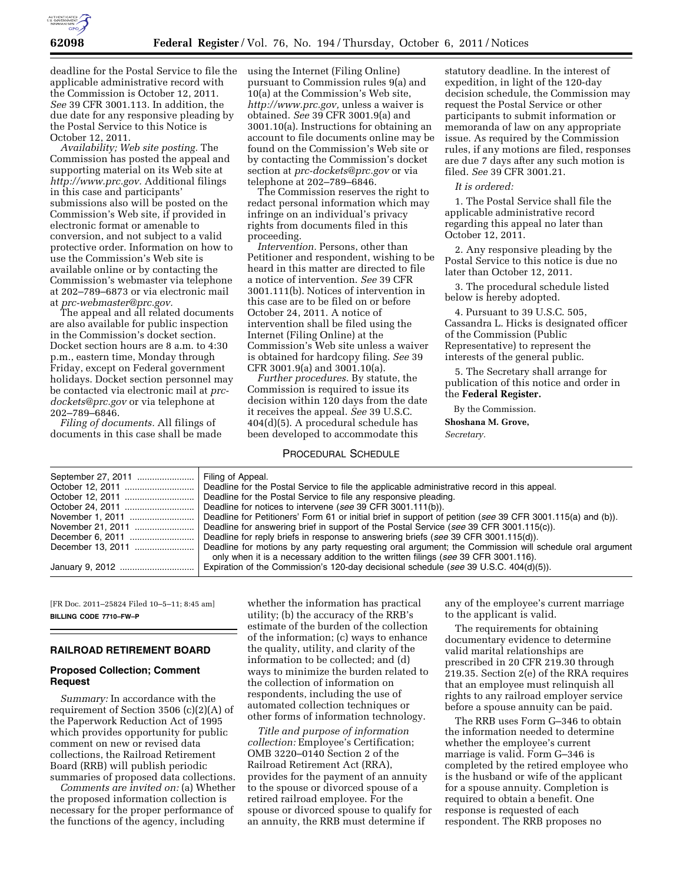deadline for the Postal Service to file the applicable administrative record with the Commission is October 12, 2011. *See* 39 CFR 3001.113. In addition, the due date for any responsive pleading by the Postal Service to this Notice is October 12, 2011.

*Availability; Web site posting.* The Commission has posted the appeal and supporting material on its Web site at *http://www.prc.gov.* Additional filings in this case and participants' submissions also will be posted on the Commission's Web site, if provided in electronic format or amenable to conversion, and not subject to a valid protective order. Information on how to use the Commission's Web site is available online or by contacting the Commission's webmaster via telephone at 202–789–6873 or via electronic mail at *prc-webmaster@prc.gov.*

The appeal and all related documents are also available for public inspection in the Commission's docket section. Docket section hours are 8 a.m. to 4:30 p.m., eastern time, Monday through Friday, except on Federal government holidays. Docket section personnel may be contacted via electronic mail at *prc-dockets@prc.gov* or via telephone at 202–789–6846.

*Filing of documents.* All filings of documents in this case shall be made using the Internet (Filing Online) pursuant to Commission rules 9(a) and 10(a) at the Commission's Web site, *http://www.prc.gov,* unless a waiver is obtained. *See* 39 CFR 3001.9(a) and 3001.10(a). Instructions for obtaining an account to file documents online may be found on the Commission's Web site or by contacting the Commission's docket section at *prc-dockets@prc.gov* or via telephone at 202–789–6846.

The Commission reserves the right to redact personal information which may infringe on an individual's privacy rights from documents filed in this proceeding.

*Intervention.* Persons, other than Petitioner and respondent, wishing to be heard in this matter are directed to file a notice of intervention. *See* 39 CFR 3001.111(b). Notices of intervention in this case are to be filed on or before October 24, 2011. A notice of intervention shall be filed using the Internet (Filing Online) at the Commission's Web site unless a waiver is obtained for hardcopy filing. *See* 39 CFR 3001.9(a) and 3001.10(a).

*Further procedures.* By statute, the Commission is required to issue its decision within 120 days from the date it receives the appeal. *See* 39 U.S.C. 404(d)(5). A procedural schedule has been developed to accommodate this statutory deadline. In the interest of expedition, in light of the 120-day decision schedule, the Commission may request the Postal Service or other participants to submit information or memoranda of law on any appropriate issue. As required by the Commission rules, if any motions are filed, responses are due 7 days after any such motion is filed. *See* 39 CFR 3001.21.

*It is ordered:*

1. The Postal Service shall file the applicable administrative record regarding this appeal no later than October 12, 2011.

2. Any responsive pleading by the Postal Service to this notice is due no later than October 12, 2011.

3. The procedural schedule listed below is hereby adopted.

4. Pursuant to 39 U.S.C. 505, Cassandra L. Hicks is designated officer of the Commission (Public Representative) to represent the interests of the general public.

5. The Secretary shall arrange for publication of this notice and order in the **Federal Register.**

By the Commission.

**Shoshana M. Grove,**

*Secretary.*

PROCEDURAL SCHEDULE

| | |
|---|---|
| September 27, 2011 | Filing of Appeal. |
| October 12, 2011 | Deadline for the Postal Service to file the applicable administrative record in this appeal. |
| October 12, 2011 | Deadline for the Postal Service to file any responsive pleading. |
| October 24, 2011 | Deadline for notices to intervene (*see* 39 CFR 3001.111(b)). |
| November 1, 2011 | Deadline for Petitioners' Form 61 or initial brief in support of petition (*see* 39 CFR 3001.115(a) and (b)). |
| November 21, 2011 | Deadline for answering brief in support of the Postal Service (*see* 39 CFR 3001.115(c)). |
| December 6, 2011 | Deadline for reply briefs in response to answering briefs (*see* 39 CFR 3001.115(d)). |
| December 13, 2011 | Deadline for motions by any party requesting oral argument; the Commission will schedule oral argument only when it is a necessary addition to the written filings (*see* 39 CFR 3001.116). |
| January 9, 2012 | Expiration of the Commission's 120-day decisional schedule (*see* 39 U.S.C. 404(d)(5)). |

[FR Doc. 2011–25824 Filed 10–5–11; 8:45 am]

**BILLING CODE 7710–FW–P**

## RAILROAD RETIREMENT BOARD

### Proposed Collection; Comment Request

*Summary:* In accordance with the requirement of Section 3506 (c)(2)(A) of the Paperwork Reduction Act of 1995 which provides opportunity for public comment on new or revised data collections, the Railroad Retirement Board (RRB) will publish periodic summaries of proposed data collections.

*Comments are invited on:* (a) Whether the proposed information collection is necessary for the proper performance of the functions of the agency, including whether the information has practical utility; (b) the accuracy of the RRB's estimate of the burden of the collection of the information; (c) ways to enhance the quality, utility, and clarity of the information to be collected; and (d) ways to minimize the burden related to the collection of information on respondents, including the use of automated collection techniques or other forms of information technology.

*Title and purpose of information collection:* Employee's Certification; OMB 3220–0140 Section 2 of the Railroad Retirement Act (RRA), provides for the payment of an annuity to the spouse or divorced spouse of a retired railroad employee. For the spouse or divorced spouse to qualify for an annuity, the RRB must determine if any of the employee's current marriage to the applicant is valid.

The requirements for obtaining documentary evidence to determine valid marital relationships are prescribed in 20 CFR 219.30 through 219.35. Section 2(e) of the RRA requires that an employee must relinquish all rights to any railroad employer service before a spouse annuity can be paid.

The RRB uses Form G–346 to obtain the information needed to determine whether the employee's current marriage is valid. Form G–346 is completed by the retired employee who is the husband or wife of the applicant for a spouse annuity. Completion is required to obtain a benefit. One response is requested of each respondent. The RRB proposes no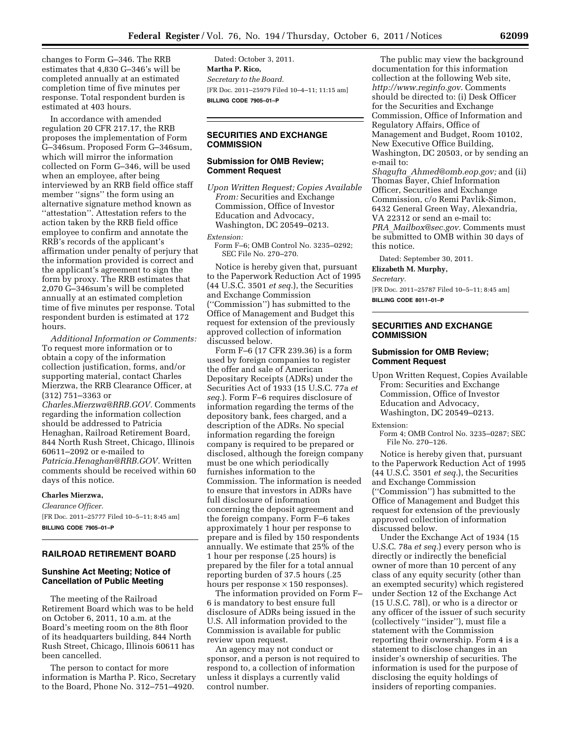changes to Form G–346. The RRB estimates that 4,830 G–346's will be completed annually at an estimated completion time of five minutes per response. Total respondent burden is estimated at 403 hours.

In accordance with amended regulation 20 CFR 217.17, the RRB proposes the implementation of Form G–346sum. Proposed Form G–346sum, which will mirror the information collected on Form G–346, will be used when an employee, after being interviewed by an RRB field office staff member ''signs'' the form using an alternative signature method known as ''attestation''. Attestation refers to the action taken by the RRB field office employee to confirm and annotate the RRB's records of the applicant's affirmation under penalty of perjury that the information provided is correct and the applicant's agreement to sign the form by proxy. The RRB estimates that 2,070 G–346sum's will be completed annually at an estimated completion time of five minutes per response. Total respondent burden is estimated at 172 hours.

*Additional Information or Comments:* To request more information or to obtain a copy of the information collection justification, forms, and/or supporting material, contact Charles Mierzwa, the RRB Clearance Officer, at (312) 751–3363 or *Charles.Mierzwa@RRB.GOV.* Comments regarding the information collection should be addressed to Patricia Henaghan, Railroad Retirement Board, 844 North Rush Street, Chicago, Illinois 60611–2092 or e-mailed to *Patricia.Henaghan@RRB.GOV.* Written comments should be received within 60 days of this notice.

**Charles Mierzwa,**

*Clearance Officer.*

[FR Doc. 2011–25777 Filed 10–5–11; 8:45 am]

**BILLING CODE 7905–01–P**

## RAILROAD RETIREMENT BOARD

### Sunshine Act Meeting; Notice of Cancellation of Public Meeting

The meeting of the Railroad Retirement Board which was to be held on October 6, 2011, 10 a.m. at the Board's meeting room on the 8th floor of its headquarters building, 844 North Rush Street, Chicago, Illinois 60611 has been cancelled.

The person to contact for more information is Martha P. Rico, Secretary to the Board, Phone No. 312–751–4920.

Dated: October 3, 2011.

**Martha P. Rico,**

*Secretary to the Board.*

[FR Doc. 2011–25979 Filed 10–4–11; 11:15 am]

**BILLING CODE 7905–01–P**

## SECURITIES AND EXCHANGE COMMISSION

### Submission for OMB Review; Comment Request

*Upon Written Request; Copies Available From:* Securities and Exchange Commission, Office of Investor Education and Advocacy, Washington, DC 20549–0213.

*Extension:*

Form F–6; OMB Control No. 3235–0292; SEC File No. 270–270.

Notice is hereby given that, pursuant to the Paperwork Reduction Act of 1995 (44 U.S.C. 3501 *et seq.*), the Securities and Exchange Commission (''Commission'') has submitted to the Office of Management and Budget this request for extension of the previously approved collection of information discussed below.

Form F–6 (17 CFR 239.36) is a form used by foreign companies to register the offer and sale of American Depositary Receipts (ADRs) under the Securities Act of 1933 (15 U.S.C. 77a *et seq.*). Form F–6 requires disclosure of information regarding the terms of the depository bank, fees charged, and a description of the ADRs. No special information regarding the foreign company is required to be prepared or disclosed, although the foreign company must be one which periodically furnishes information to the Commission. The information is needed to ensure that investors in ADRs have full disclosure of information concerning the deposit agreement and the foreign company. Form F–6 takes approximately 1 hour per response to prepare and is filed by 150 respondents annually. We estimate that 25% of the 1 hour per response (.25 hours) is prepared by the filer for a total annual reporting burden of 37.5 hours (.25 hours per response × 150 responses).

The information provided on Form F–6 is mandatory to best ensure full disclosure of ADRs being issued in the U.S. All information provided to the Commission is available for public review upon request.

An agency may not conduct or sponsor, and a person is not required to respond to, a collection of information unless it displays a currently valid control number.

The public may view the background documentation for this information collection at the following Web site, *http://www.reginfo.gov.* Comments should be directed to: (i) Desk Officer for the Securities and Exchange Commission, Office of Information and Regulatory Affairs, Office of Management and Budget, Room 10102, New Executive Office Building, Washington, DC 20503, or by sending an e-mail to: *Shagufta_Ahmed@omb.eop.gov;* and (ii) Thomas Bayer, Chief Information Officer, Securities and Exchange Commission, c/o Remi Pavlik-Simon, 6432 General Green Way, Alexandria, VA 22312 or send an e-mail to: *PRA_Mailbox@sec.gov.* Comments must be submitted to OMB within 30 days of this notice.

Dated: September 30, 2011.

**Elizabeth M. Murphy,**

*Secretary.*

[FR Doc. 2011–25787 Filed 10–5–11; 8:45 am]

**BILLING CODE 8011–01–P**

## SECURITIES AND EXCHANGE COMMISSION

### Submission for OMB Review; Comment Request

Upon Written Request, Copies Available From: Securities and Exchange Commission, Office of Investor Education and Advocacy, Washington, DC 20549–0213.

Extension:

Form 4; OMB Control No. 3235–0287; SEC File No. 270–126.

Notice is hereby given that, pursuant to the Paperwork Reduction Act of 1995 (44 U.S.C. 3501 *et seq.*), the Securities and Exchange Commission (''Commission'') has submitted to the Office of Management and Budget this request for extension of the previously approved collection of information discussed below.

Under the Exchange Act of 1934 (15 U.S.C. 78a *et seq.*) every person who is directly or indirectly the beneficial owner of more than 10 percent of any class of any equity security (other than an exempted security) which registered under Section 12 of the Exchange Act (15 U.S.C. 78l), or who is a director or any officer of the issuer of such security (collectively ''insider''), must file a statement with the Commission reporting their ownership. Form 4 is a statement to disclose changes in an insider's ownership of securities. The information is used for the purpose of disclosing the equity holdings of insiders of reporting companies.